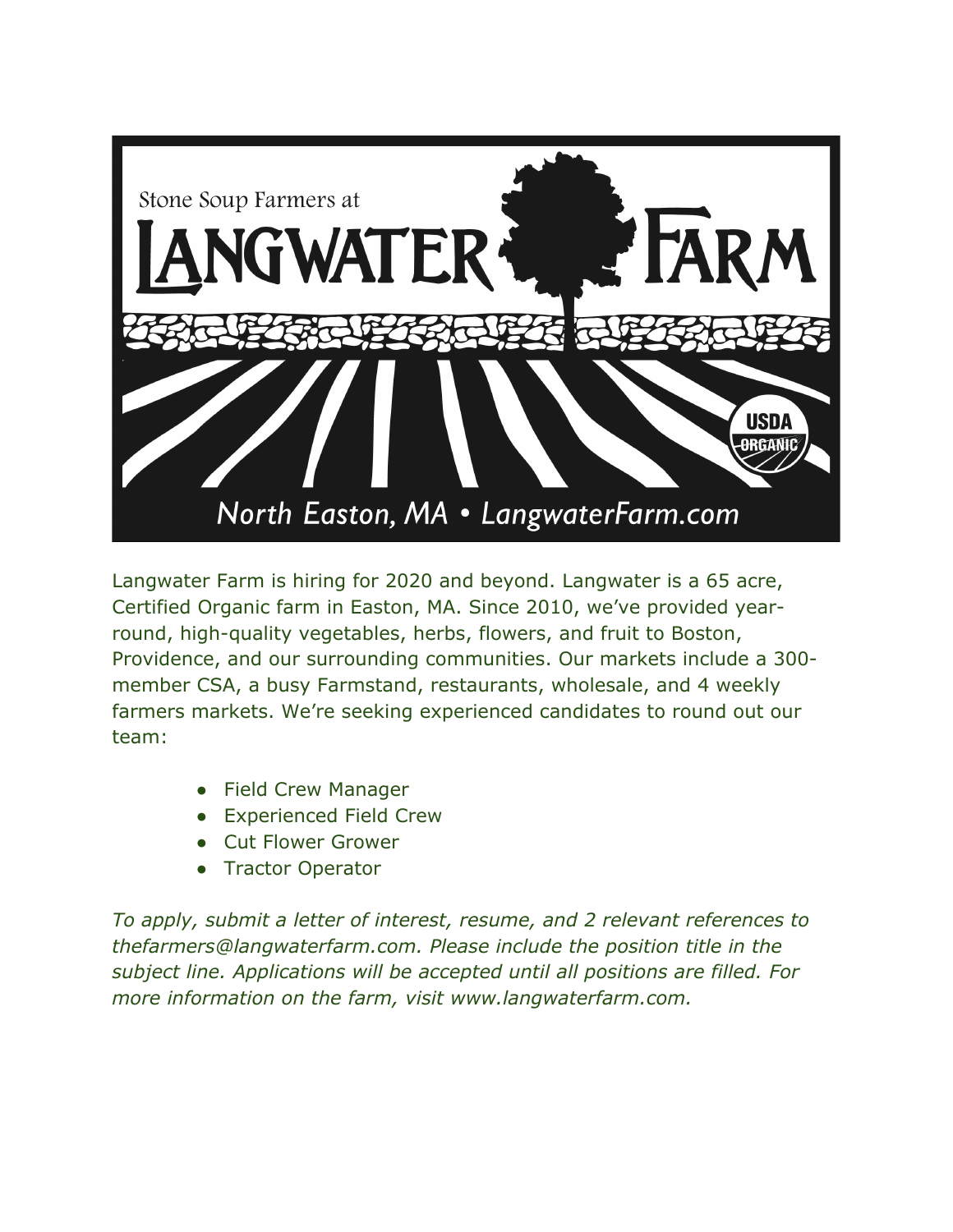Stone Soup Farmers at

# LANGWATER FARM

North Easton, MA • LangwaterFarm.com

Langwater Farm is hiring for 2020 and beyond. Langwater is a 65 acre, Certified Organic farm in Easton, MA. Since 2010, we've provided year-round, high-quality vegetables, herbs, flowers, and fruit to Boston, Providence, and our surrounding communities. Our markets include a 300-member CSA, a busy Farmstand, restaurants, wholesale, and 4 weekly farmers markets. We're seeking experienced candidates to round out our team:

- Field Crew Manager
- Experienced Field Crew
- Cut Flower Grower
- Tractor Operator

*To apply, submit a letter of interest, resume, and 2 relevant references to thefarmers@langwaterfarm.com. Please include the position title in the subject line. Applications will be accepted until all positions are filled. For more information on the farm, visit www.langwaterfarm.com.*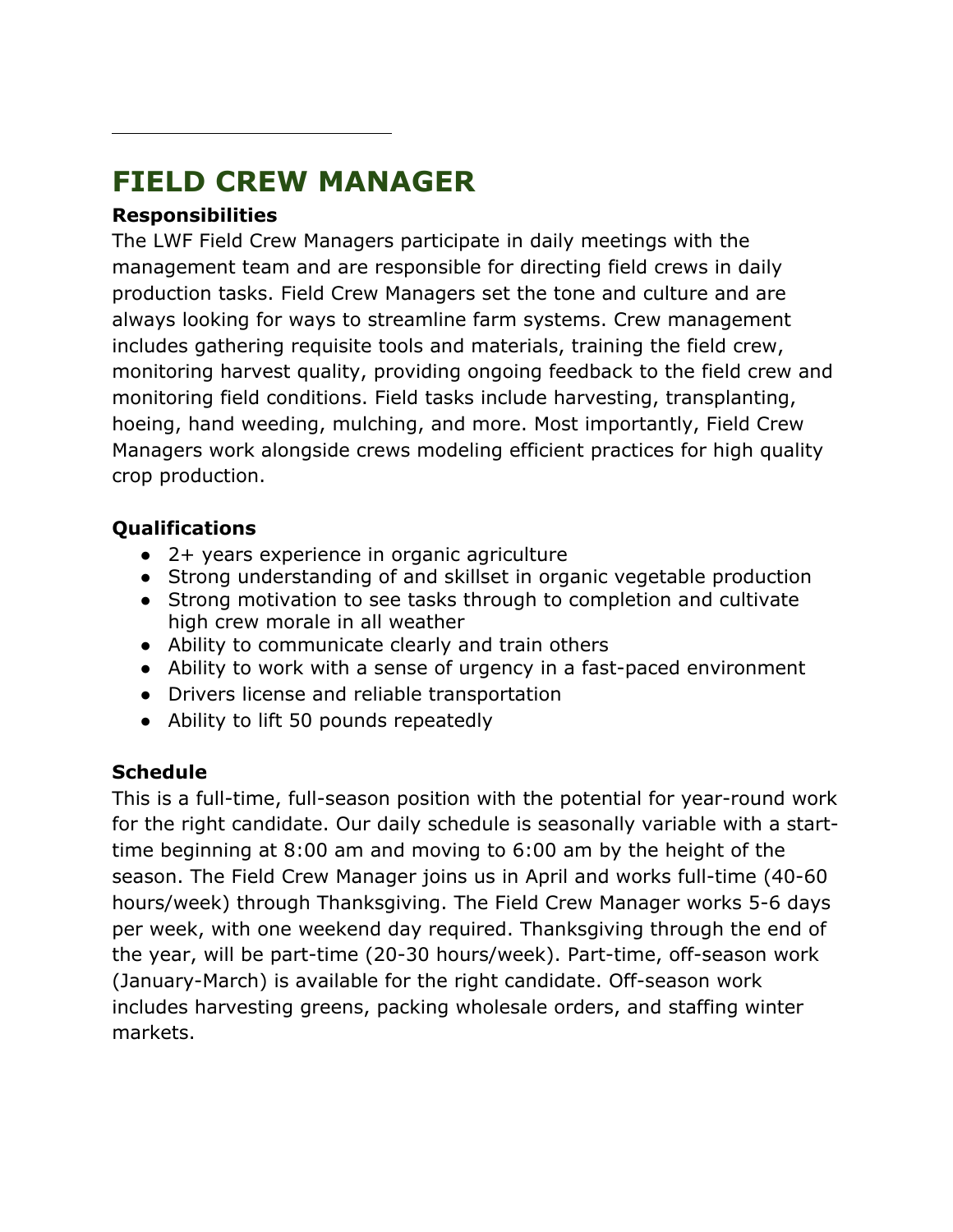# FIELD CREW MANAGER

**Responsibilities**

The LWF Field Crew Managers participate in daily meetings with the management team and are responsible for directing field crews in daily production tasks. Field Crew Managers set the tone and culture and are always looking for ways to streamline farm systems. Crew management includes gathering requisite tools and materials, training the field crew, monitoring harvest quality, providing ongoing feedback to the field crew and monitoring field conditions. Field tasks include harvesting, transplanting, hoeing, hand weeding, mulching, and more. Most importantly, Field Crew Managers work alongside crews modeling efficient practices for high quality crop production.

**Qualifications**

- 2+ years experience in organic agriculture
- Strong understanding of and skillset in organic vegetable production
- Strong motivation to see tasks through to completion and cultivate high crew morale in all weather
- Ability to communicate clearly and train others
- Ability to work with a sense of urgency in a fast-paced environment
- Drivers license and reliable transportation
- Ability to lift 50 pounds repeatedly

**Schedule**

This is a full-time, full-season position with the potential for year-round work for the right candidate. Our daily schedule is seasonally variable with a start-time beginning at 8:00 am and moving to 6:00 am by the height of the season. The Field Crew Manager joins us in April and works full-time (40-60 hours/week) through Thanksgiving. The Field Crew Manager works 5-6 days per week, with one weekend day required. Thanksgiving through the end of the year, will be part-time (20-30 hours/week). Part-time, off-season work (January-March) is available for the right candidate. Off-season work includes harvesting greens, packing wholesale orders, and staffing winter markets.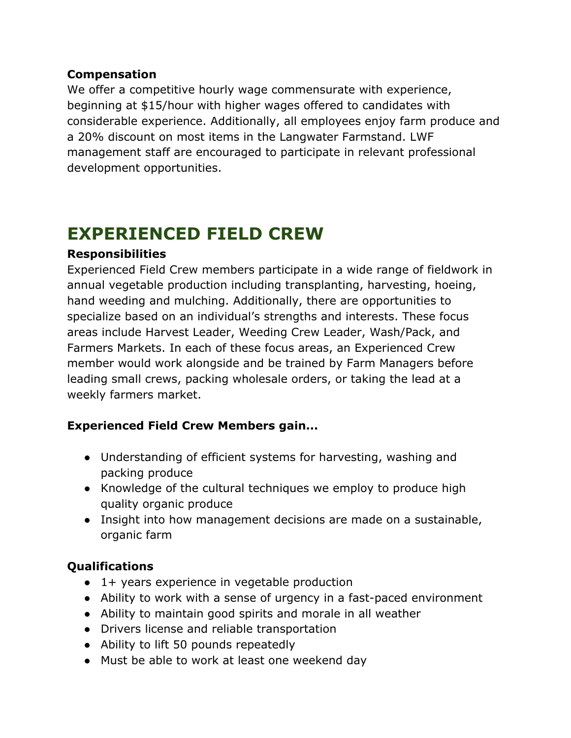**Compensation**

We offer a competitive hourly wage commensurate with experience, beginning at $15/hour with higher wages offered to candidates with considerable experience. Additionally, all employees enjoy farm produce and a 20% discount on most items in the Langwater Farmstand. LWF management staff are encouraged to participate in relevant professional development opportunities.

# EXPERIENCED FIELD CREW

**Responsibilities**

Experienced Field Crew members participate in a wide range of fieldwork in annual vegetable production including transplanting, harvesting, hoeing, hand weeding and mulching. Additionally, there are opportunities to specialize based on an individual's strengths and interests. These focus areas include Harvest Leader, Weeding Crew Leader, Wash/Pack, and Farmers Markets. In each of these focus areas, an Experienced Crew member would work alongside and be trained by Farm Managers before leading small crews, packing wholesale orders, or taking the lead at a weekly farmers market.

**Experienced Field Crew Members gain...**

- Understanding of efficient systems for harvesting, washing and packing produce
- Knowledge of the cultural techniques we employ to produce high quality organic produce
- Insight into how management decisions are made on a sustainable, organic farm

**Qualifications**

- 1+ years experience in vegetable production
- Ability to work with a sense of urgency in a fast-paced environment
- Ability to maintain good spirits and morale in all weather
- Drivers license and reliable transportation
- Ability to lift 50 pounds repeatedly
- Must be able to work at least one weekend day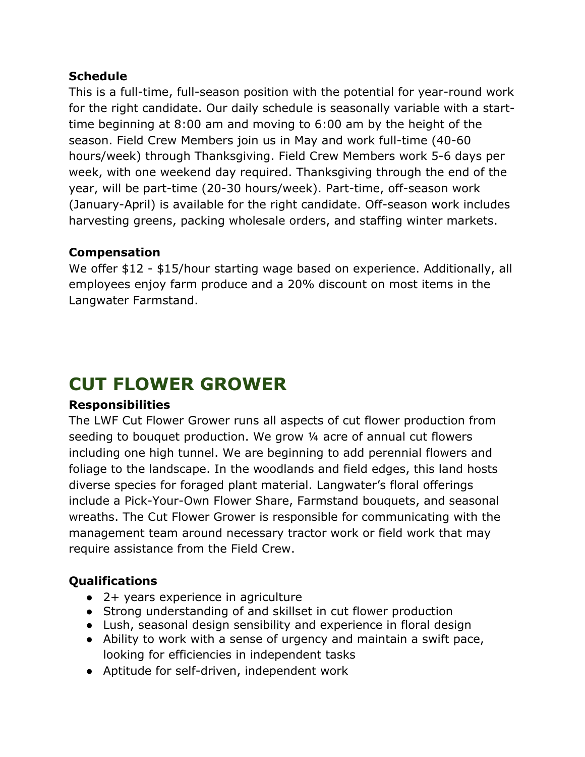**Schedule**

This is a full-time, full-season position with the potential for year-round work for the right candidate. Our daily schedule is seasonally variable with a start-time beginning at 8:00 am and moving to 6:00 am by the height of the season. Field Crew Members join us in May and work full-time (40-60 hours/week) through Thanksgiving. Field Crew Members work 5-6 days per week, with one weekend day required. Thanksgiving through the end of the year, will be part-time (20-30 hours/week). Part-time, off-season work (January-April) is available for the right candidate. Off-season work includes harvesting greens, packing wholesale orders, and staffing winter markets.

**Compensation**

We offer $12 - $15/hour starting wage based on experience. Additionally, all employees enjoy farm produce and a 20% discount on most items in the Langwater Farmstand.

# CUT FLOWER GROWER

**Responsibilities**

The LWF Cut Flower Grower runs all aspects of cut flower production from seeding to bouquet production. We grow ¼ acre of annual cut flowers including one high tunnel. We are beginning to add perennial flowers and foliage to the landscape. In the woodlands and field edges, this land hosts diverse species for foraged plant material. Langwater's floral offerings include a Pick-Your-Own Flower Share, Farmstand bouquets, and seasonal wreaths. The Cut Flower Grower is responsible for communicating with the management team around necessary tractor work or field work that may require assistance from the Field Crew.

**Qualifications**

- 2+ years experience in agriculture
- Strong understanding of and skillset in cut flower production
- Lush, seasonal design sensibility and experience in floral design
- Ability to work with a sense of urgency and maintain a swift pace, looking for efficiencies in independent tasks
- Aptitude for self-driven, independent work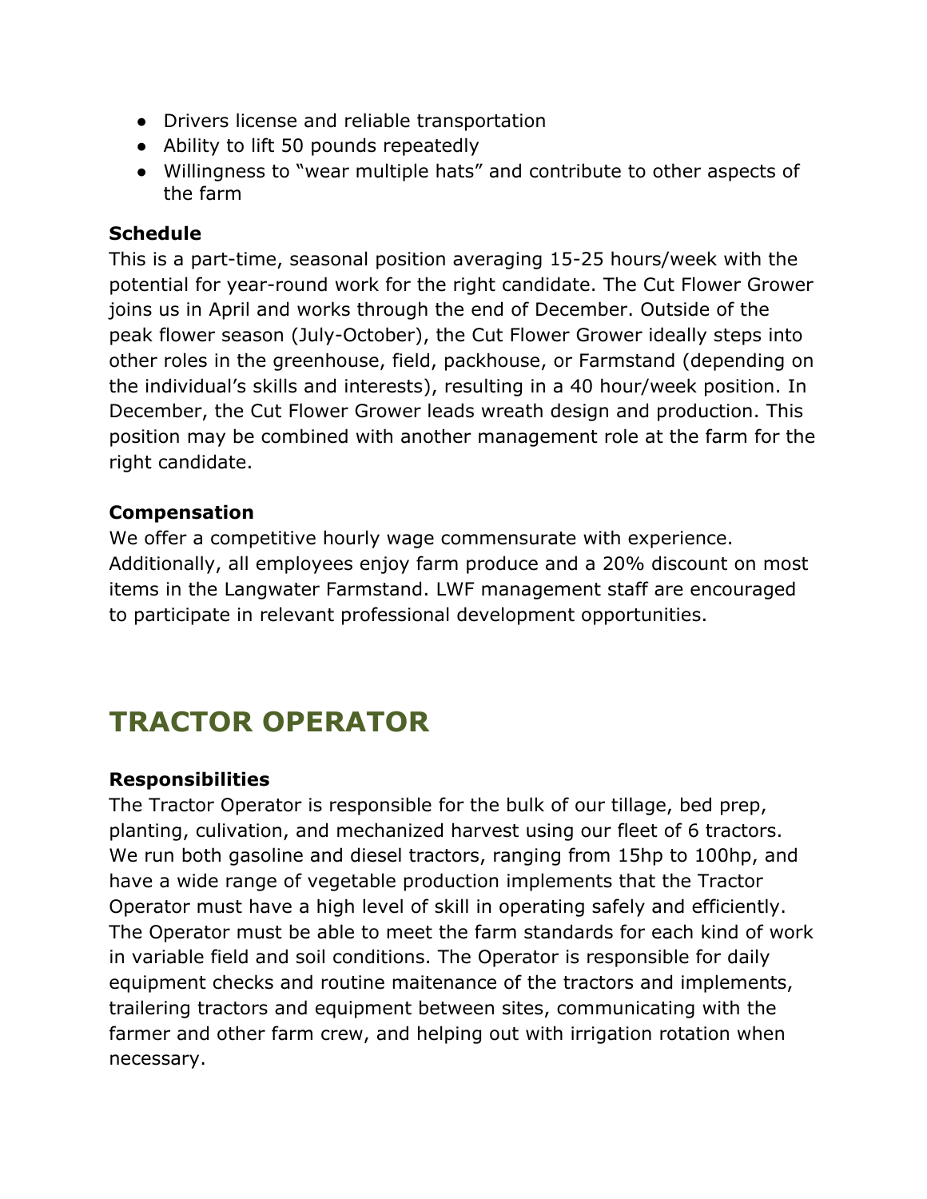- Drivers license and reliable transportation
- Ability to lift 50 pounds repeatedly
- Willingness to "wear multiple hats" and contribute to other aspects of the farm

**Schedule**

This is a part-time, seasonal position averaging 15-25 hours/week with the potential for year-round work for the right candidate. The Cut Flower Grower joins us in April and works through the end of December. Outside of the peak flower season (July-October), the Cut Flower Grower ideally steps into other roles in the greenhouse, field, packhouse, or Farmstand (depending on the individual's skills and interests), resulting in a 40 hour/week position. In December, the Cut Flower Grower leads wreath design and production. This position may be combined with another management role at the farm for the right candidate.

**Compensation**

We offer a competitive hourly wage commensurate with experience. Additionally, all employees enjoy farm produce and a 20% discount on most items in the Langwater Farmstand. LWF management staff are encouraged to participate in relevant professional development opportunities.

# TRACTOR OPERATOR

**Responsibilities**

The Tractor Operator is responsible for the bulk of our tillage, bed prep, planting, culivation, and mechanized harvest using our fleet of 6 tractors. We run both gasoline and diesel tractors, ranging from 15hp to 100hp, and have a wide range of vegetable production implements that the Tractor Operator must have a high level of skill in operating safely and efficiently. The Operator must be able to meet the farm standards for each kind of work in variable field and soil conditions. The Operator is responsible for daily equipment checks and routine maitenance of the tractors and implements, trailering tractors and equipment between sites, communicating with the farmer and other farm crew, and helping out with irrigation rotation when necessary.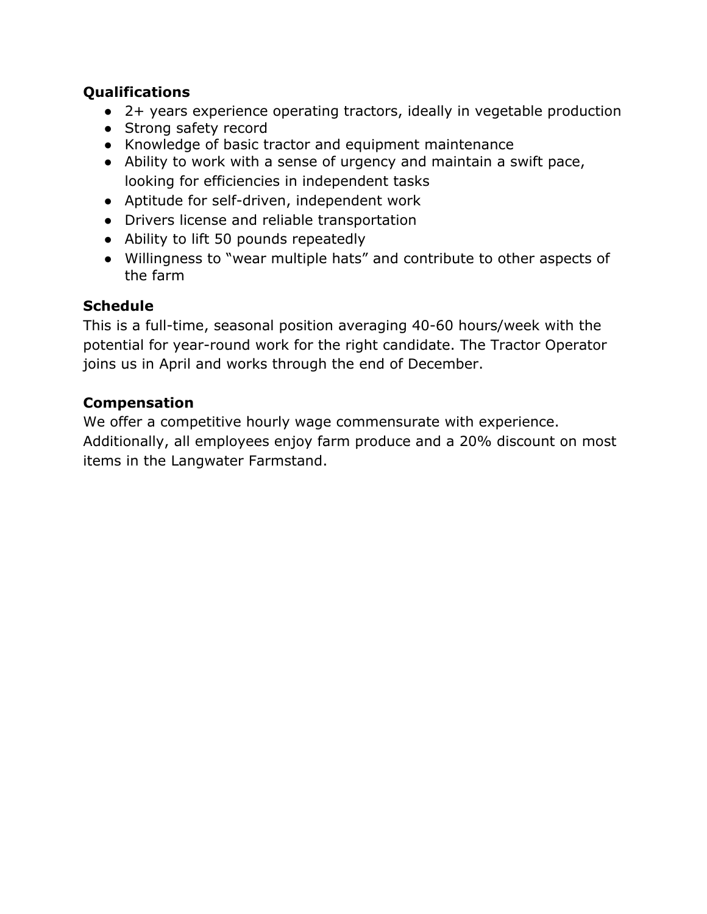**Qualifications**

- 2+ years experience operating tractors, ideally in vegetable production
- Strong safety record
- Knowledge of basic tractor and equipment maintenance
- Ability to work with a sense of urgency and maintain a swift pace, looking for efficiencies in independent tasks
- Aptitude for self-driven, independent work
- Drivers license and reliable transportation
- Ability to lift 50 pounds repeatedly
- Willingness to "wear multiple hats" and contribute to other aspects of the farm

**Schedule**

This is a full-time, seasonal position averaging 40-60 hours/week with the potential for year-round work for the right candidate. The Tractor Operator joins us in April and works through the end of December.

**Compensation**

We offer a competitive hourly wage commensurate with experience. Additionally, all employees enjoy farm produce and a 20% discount on most items in the Langwater Farmstand.